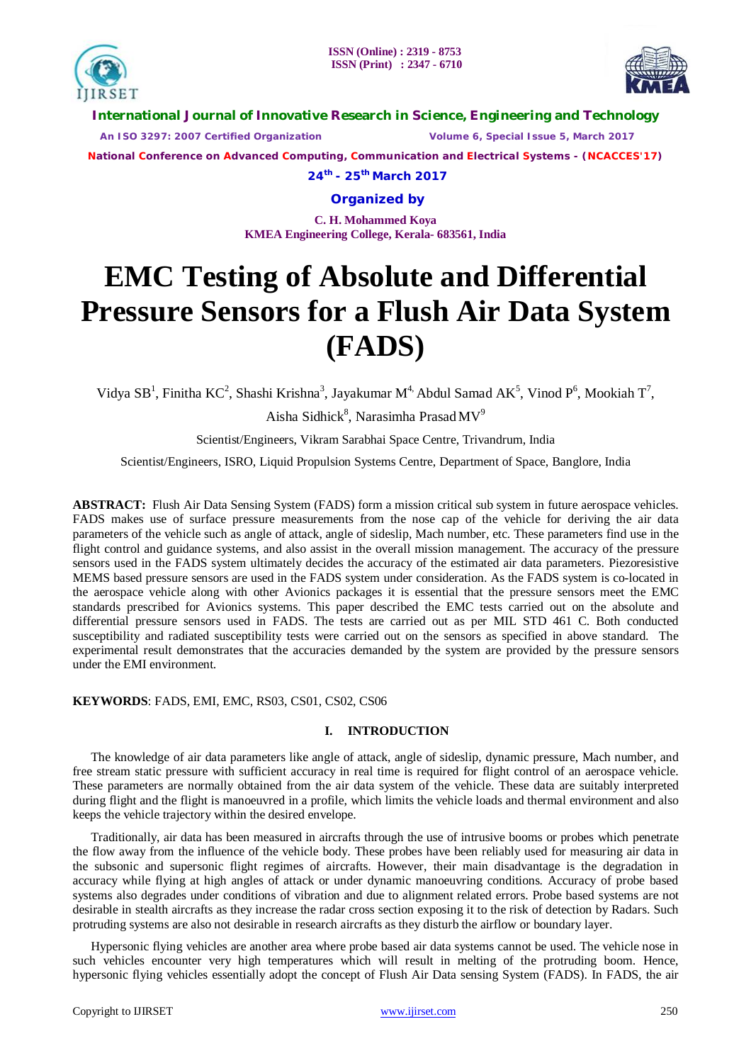# EMC Testing of Absolute and Differential Pressure Sensors for a Flush Air Data System (FADS)

Vidya SB[1], Finitha KC[2], Shashi Krishna[3], Jayakumar M[4], Abdul Samad AK[5], Vinod P[6], Mookiah T[7], Aisha Sidhick[8], Narasimha Prasad MV[9]

Scientist/Engineers, Vikram Sarabhai Space Centre, Trivandrum, India

Scientist/Engineers, ISRO, Liquid Propulsion Systems Centre, Department of Space, Banglore, India

**ABSTRACT:** Flush Air Data Sensing System (FADS) form a mission critical sub system in future aerospace vehicles. FADS makes use of surface pressure measurements from the nose cap of the vehicle for deriving the air data parameters of the vehicle such as angle of attack, angle of sideslip, Mach number, etc. These parameters find use in the flight control and guidance systems, and also assist in the overall mission management. The accuracy of the pressure sensors used in the FADS system ultimately decides the accuracy of the estimated air data parameters. Piezoresistive MEMS based pressure sensors are used in the FADS system under consideration. As the FADS system is co-located in the aerospace vehicle along with other Avionics packages it is essential that the pressure sensors meet the EMC standards prescribed for Avionics systems. This paper described the EMC tests carried out on the absolute and differential pressure sensors used in FADS. The tests are carried out as per MIL STD 461 C. Both conducted susceptibility and radiated susceptibility tests were carried out on the sensors as specified in above standard. The experimental result demonstrates that the accuracies demanded by the system are provided by the pressure sensors under the EMI environment.

**KEYWORDS**: FADS, EMI, EMC, RS03, CS01, CS02, CS06

## I. INTRODUCTION

The knowledge of air data parameters like angle of attack, angle of sideslip, dynamic pressure, Mach number, and free stream static pressure with sufficient accuracy in real time is required for flight control of an aerospace vehicle. These parameters are normally obtained from the air data system of the vehicle. These data are suitably interpreted during flight and the flight is manoeuvred in a profile, which limits the vehicle loads and thermal environment and also keeps the vehicle trajectory within the desired envelope.

Traditionally, air data has been measured in aircrafts through the use of intrusive booms or probes which penetrate the flow away from the influence of the vehicle body. These probes have been reliably used for measuring air data in the subsonic and supersonic flight regimes of aircrafts. However, their main disadvantage is the degradation in accuracy while flying at high angles of attack or under dynamic manoeuvring conditions. Accuracy of probe based systems also degrades under conditions of vibration and due to alignment related errors. Probe based systems are not desirable in stealth aircrafts as they increase the radar cross section exposing it to the risk of detection by Radars. Such protruding systems are also not desirable in research aircrafts as they disturb the airflow or boundary layer.

Hypersonic flying vehicles are another area where probe based air data systems cannot be used. The vehicle nose in such vehicles encounter very high temperatures which will result in melting of the protruding boom. Hence, hypersonic flying vehicles essentially adopt the concept of Flush Air Data sensing System (FADS). In FADS, the air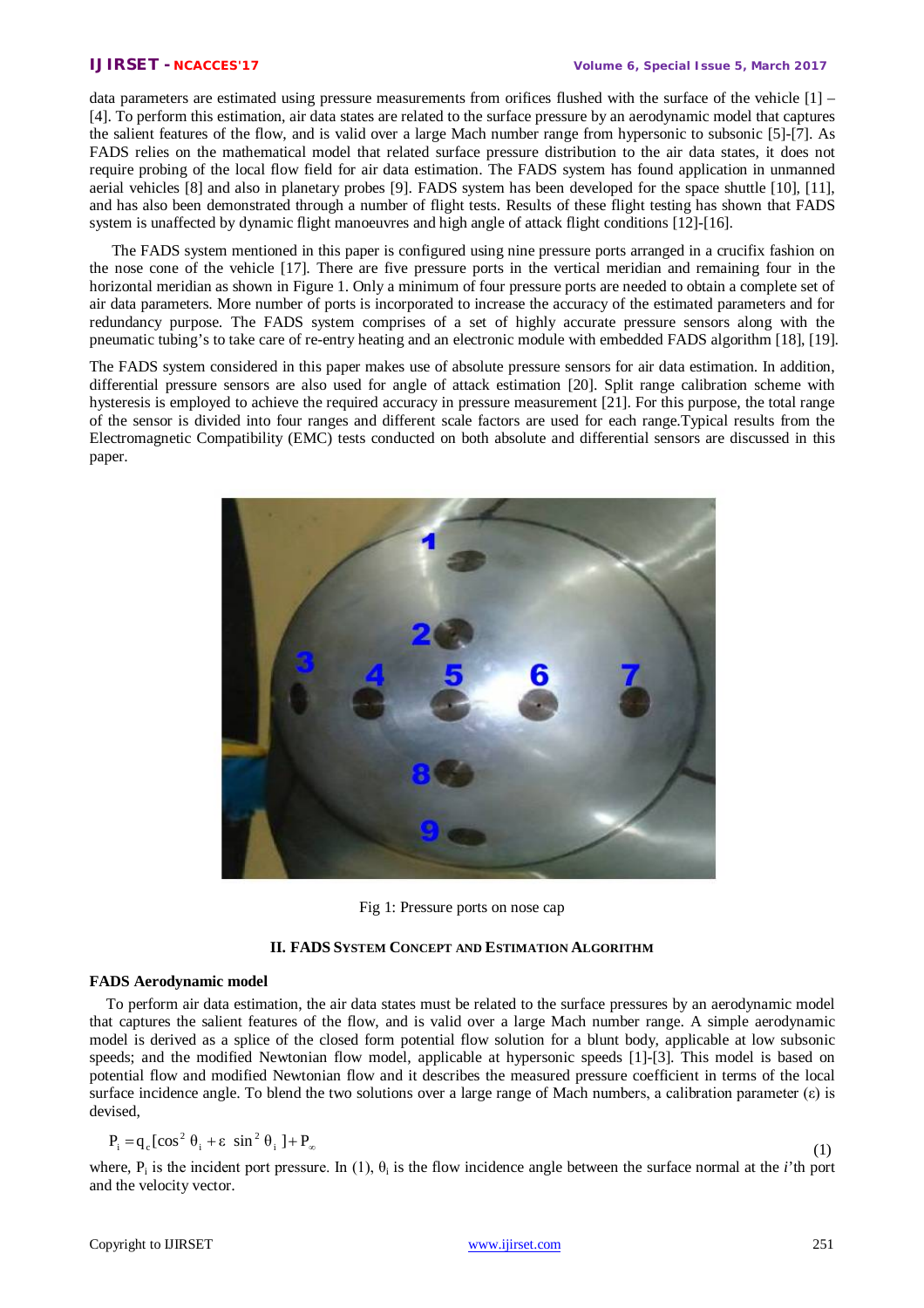data parameters are estimated using pressure measurements from orifices flushed with the surface of the vehicle [1] – [4]. To perform this estimation, air data states are related to the surface pressure by an aerodynamic model that captures the salient features of the flow, and is valid over a large Mach number range from hypersonic to subsonic [5]-[7]. As FADS relies on the mathematical model that related surface pressure distribution to the air data states, it does not require probing of the local flow field for air data estimation. The FADS system has found application in unmanned aerial vehicles [8] and also in planetary probes [9]. FADS system has been developed for the space shuttle [10], [11], and has also been demonstrated through a number of flight tests. Results of these flight testing has shown that FADS system is unaffected by dynamic flight manoeuvres and high angle of attack flight conditions [12]-[16].

The FADS system mentioned in this paper is configured using nine pressure ports arranged in a crucifix fashion on the nose cone of the vehicle [17]. There are five pressure ports in the vertical meridian and remaining four in the horizontal meridian as shown in Figure 1. Only a minimum of four pressure ports are needed to obtain a complete set of air data parameters. More number of ports is incorporated to increase the accuracy of the estimated parameters and for redundancy purpose. The FADS system comprises of a set of highly accurate pressure sensors along with the pneumatic tubing's to take care of re-entry heating and an electronic module with embedded FADS algorithm [18], [19].

The FADS system considered in this paper makes use of absolute pressure sensors for air data estimation. In addition, differential pressure sensors are also used for angle of attack estimation [20]. Split range calibration scheme with hysteresis is employed to achieve the required accuracy in pressure measurement [21]. For this purpose, the total range of the sensor is divided into four ranges and different scale factors are used for each range.Typical results from the Electromagnetic Compatibility (EMC) tests conducted on both absolute and differential sensors are discussed in this paper.

Fig 1: Pressure ports on nose cap

## II. FADS System Concept and Estimation Algorithm

### FADS Aerodynamic model

To perform air data estimation, the air data states must be related to the surface pressures by an aerodynamic model that captures the salient features of the flow, and is valid over a large Mach number range. A simple aerodynamic model is derived as a splice of the closed form potential flow solution for a blunt body, applicable at low subsonic speeds; and the modified Newtonian flow model, applicable at hypersonic speeds [1]-[3]. This model is based on potential flow and modified Newtonian flow and it describes the measured pressure coefficient in terms of the local surface incidence angle. To blend the two solutions over a large range of Mach numbers, a calibration parameter ($\varepsilon$) is devised,

$$P_i = q_c[\cos^2\theta_i + \varepsilon \ \sin^2\theta_i] + P_\infty \tag{1}$$

where, $P_i$ is the incident port pressure. In (1), $\theta_i$ is the flow incidence angle between the surface normal at the *i*'th port and the velocity vector.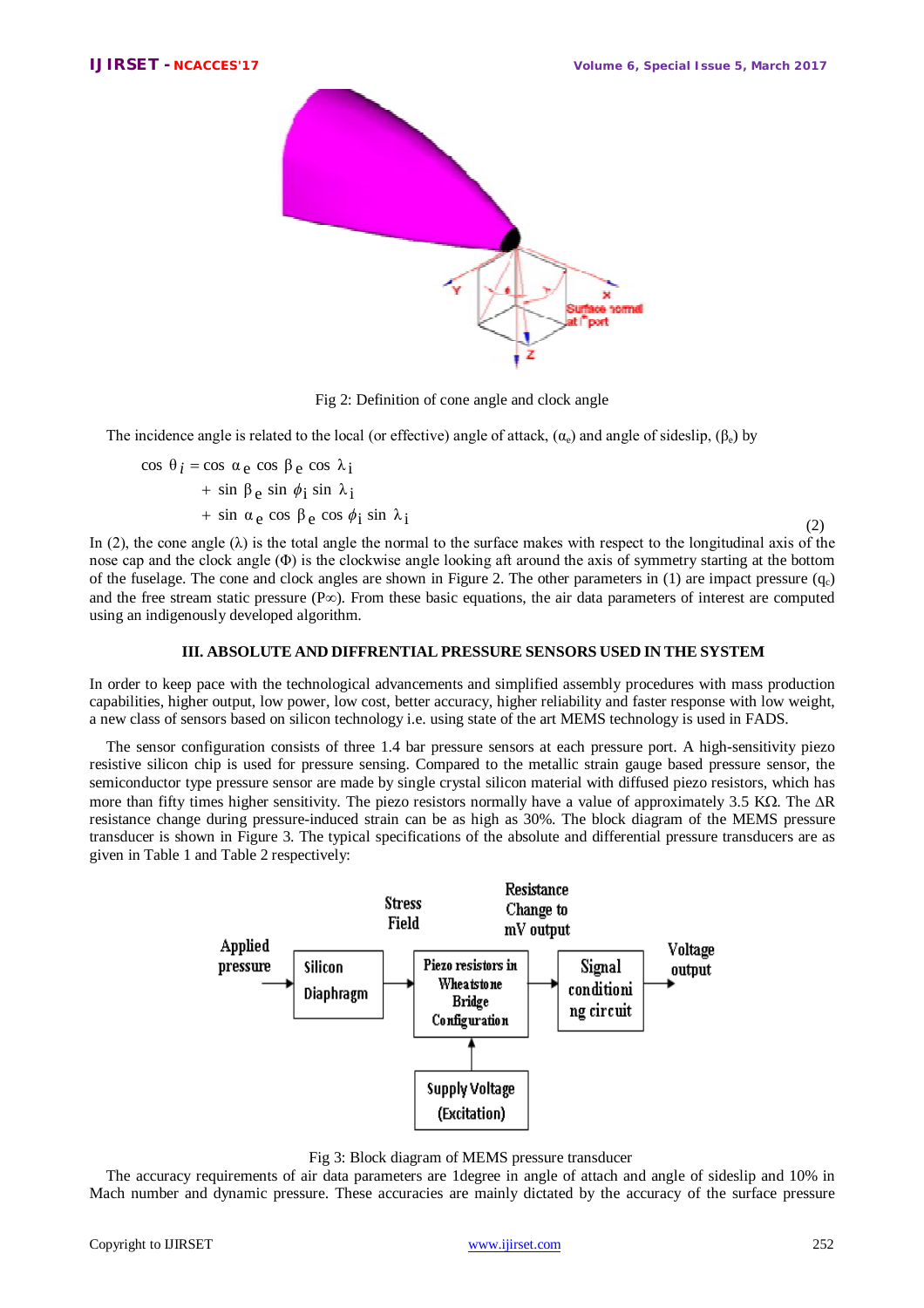Fig 2: Definition of cone angle and clock angle

The incidence angle is related to the local (or effective) angle of attack, ($\alpha_e$) and angle of sideslip, ($\beta_e$) by

$$\cos\theta_i = \cos\alpha_e \cos\beta_e \cos\lambda_i + \sin\beta_e \sin\phi_i \sin\lambda_i + \sin\alpha_e \cos\beta_e \cos\phi_i \sin\lambda_i \quad (2)$$

In (2), the cone angle ($\lambda$) is the total angle the normal to the surface makes with respect to the longitudinal axis of the nose cap and the clock angle ($\Phi$) is the clockwise angle looking aft around the axis of symmetry starting at the bottom of the fuselage. The cone and clock angles are shown in Figure 2. The other parameters in (1) are impact pressure ($q_c$) and the free stream static pressure ($P\infty$). From these basic equations, the air data parameters of interest are computed using an indigenously developed algorithm.

### III. ABSOLUTE AND DIFFRENTIAL PRESSURE SENSORS USED IN THE SYSTEM

In order to keep pace with the technological advancements and simplified assembly procedures with mass production capabilities, higher output, low power, low cost, better accuracy, higher reliability and faster response with low weight, a new class of sensors based on silicon technology i.e. using state of the art MEMS technology is used in FADS.

The sensor configuration consists of three 1.4 bar pressure sensors at each pressure port. A high-sensitivity piezo resistive silicon chip is used for pressure sensing. Compared to the metallic strain gauge based pressure sensor, the semiconductor type pressure sensor are made by single crystal silicon material with diffused piezo resistors, which has more than fifty times higher sensitivity. The piezo resistors normally have a value of approximately 3.5 KΩ. The ΔR resistance change during pressure-induced strain can be as high as 30%. The block diagram of the MEMS pressure transducer is shown in Figure 3. The typical specifications of the absolute and differential pressure transducers are as given in Table 1 and Table 2 respectively:

Fig 3: Block diagram of MEMS pressure transducer

The accuracy requirements of air data parameters are 1degree in angle of attach and angle of sideslip and 10% in Mach number and dynamic pressure. These accuracies are mainly dictated by the accuracy of the surface pressure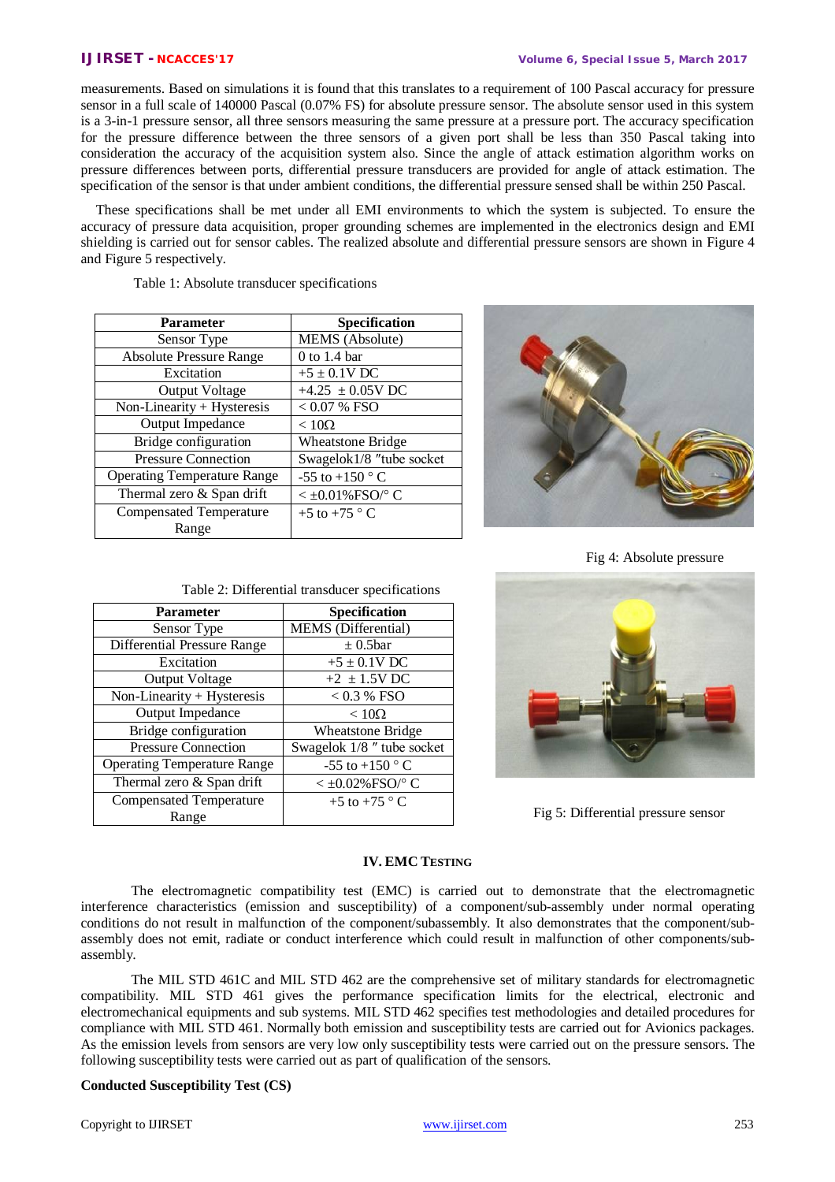measurements. Based on simulations it is found that this translates to a requirement of 100 Pascal accuracy for pressure sensor in a full scale of 140000 Pascal (0.07% FS) for absolute pressure sensor. The absolute sensor used in this system is a 3-in-1 pressure sensor, all three sensors measuring the same pressure at a pressure port. The accuracy specification for the pressure difference between the three sensors of a given port shall be less than 350 Pascal taking into consideration the accuracy of the acquisition system also. Since the angle of attack estimation algorithm works on pressure differences between ports, differential pressure transducers are provided for angle of attack estimation. The specification of the sensor is that under ambient conditions, the differential pressure sensed shall be within 250 Pascal.

These specifications shall be met under all EMI environments to which the system is subjected. To ensure the accuracy of pressure data acquisition, proper grounding schemes are implemented in the electronics design and EMI shielding is carried out for sensor cables. The realized absolute and differential pressure sensors are shown in Figure 4 and Figure 5 respectively.

Table 1: Absolute transducer specifications

| Parameter | Specification |
|---|---|
| Sensor Type | MEMS (Absolute) |
| Absolute Pressure Range | 0 to 1.4 bar |
| Excitation | +5 ± 0.1V DC |
| Output Voltage | +4.25 ± 0.05V DC |
| Non-Linearity + Hysteresis | < 0.07 % FSO |
| Output Impedance | < 10Ω |
| Bridge configuration | Wheatstone Bridge |
| Pressure Connection | Swagelok1/8 ″tube socket |
| Operating Temperature Range | -55 to +150 ° C |
| Thermal zero & Span drift | < ±0.01%FSO/° C |
| Compensated Temperature Range | +5 to +75 ° C |

Fig 4: Absolute pressure

Table 2: Differential transducer specifications

| Parameter | Specification |
|---|---|
| Sensor Type | MEMS (Differential) |
| Differential Pressure Range | ± 0.5bar |
| Excitation | +5 ± 0.1V DC |
| Output Voltage | +2 ± 1.5V DC |
| Non-Linearity + Hysteresis | < 0.3 % FSO |
| Output Impedance | < 10Ω |
| Bridge configuration | Wheatstone Bridge |
| Pressure Connection | Swagelok 1/8 ″ tube socket |
| Operating Temperature Range | -55 to +150 ° C |
| Thermal zero & Span drift | < ±0.02%FSO/° C |
| Compensated Temperature Range | +5 to +75 ° C |

Fig 5: Differential pressure sensor

## IV. EMC TESTING

The electromagnetic compatibility test (EMC) is carried out to demonstrate that the electromagnetic interference characteristics (emission and susceptibility) of a component/sub-assembly under normal operating conditions do not result in malfunction of the component/subassembly. It also demonstrates that the component/sub-assembly does not emit, radiate or conduct interference which could result in malfunction of other components/sub-assembly.

The MIL STD 461C and MIL STD 462 are the comprehensive set of military standards for electromagnetic compatibility. MIL STD 461 gives the performance specification limits for the electrical, electronic and electromechanical equipments and sub systems. MIL STD 462 specifies test methodologies and detailed procedures for compliance with MIL STD 461. Normally both emission and susceptibility tests are carried out for Avionics packages. As the emission levels from sensors are very low only susceptibility tests were carried out on the pressure sensors. The following susceptibility tests were carried out as part of qualification of the sensors.

**Conducted Susceptibility Test (CS)**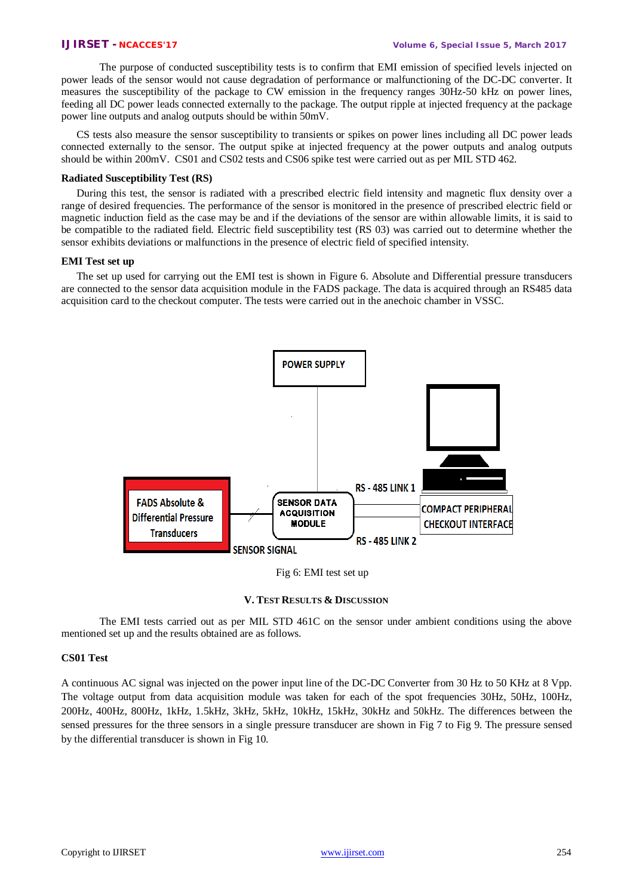The purpose of conducted susceptibility tests is to confirm that EMI emission of specified levels injected on power leads of the sensor would not cause degradation of performance or malfunctioning of the DC-DC converter. It measures the susceptibility of the package to CW emission in the frequency ranges 30Hz-50 kHz on power lines, feeding all DC power leads connected externally to the package. The output ripple at injected frequency at the package power line outputs and analog outputs should be within 50mV.

CS tests also measure the sensor susceptibility to transients or spikes on power lines including all DC power leads connected externally to the sensor. The output spike at injected frequency at the power outputs and analog outputs should be within 200mV. CS01 and CS02 tests and CS06 spike test were carried out as per MIL STD 462.

**Radiated Susceptibility Test (RS)**

During this test, the sensor is radiated with a prescribed electric field intensity and magnetic flux density over a range of desired frequencies. The performance of the sensor is monitored in the presence of prescribed electric field or magnetic induction field as the case may be and if the deviations of the sensor are within allowable limits, it is said to be compatible to the radiated field. Electric field susceptibility test (RS 03) was carried out to determine whether the sensor exhibits deviations or malfunctions in the presence of electric field of specified intensity.

**EMI Test set up**

The set up used for carrying out the EMI test is shown in Figure 6. Absolute and Differential pressure transducers are connected to the sensor data acquisition module in the FADS package. The data is acquired through an RS485 data acquisition card to the checkout computer. The tests were carried out in the anechoic chamber in VSSC.

POWER SUPPLY

FADS Absolute & Differential Pressure Transducers

SENSOR DATA ACQUISITION MODULE

SENSOR SIGNAL

RS - 485 LINK 1

RS - 485 LINK 2

COMPACT PERIPHERAL CHECKOUT INTERFACE

Fig 6: EMI test set up

## V. Test Results & Discussion

The EMI tests carried out as per MIL STD 461C on the sensor under ambient conditions using the above mentioned set up and the results obtained are as follows.

**CS01 Test**

A continuous AC signal was injected on the power input line of the DC-DC Converter from 30 Hz to 50 KHz at 8 Vpp. The voltage output from data acquisition module was taken for each of the spot frequencies 30Hz, 50Hz, 100Hz, 200Hz, 400Hz, 800Hz, 1kHz, 1.5kHz, 3kHz, 5kHz, 10kHz, 15kHz, 30kHz and 50kHz. The differences between the sensed pressures for the three sensors in a single pressure transducer are shown in Fig 7 to Fig 9. The pressure sensed by the differential transducer is shown in Fig 10.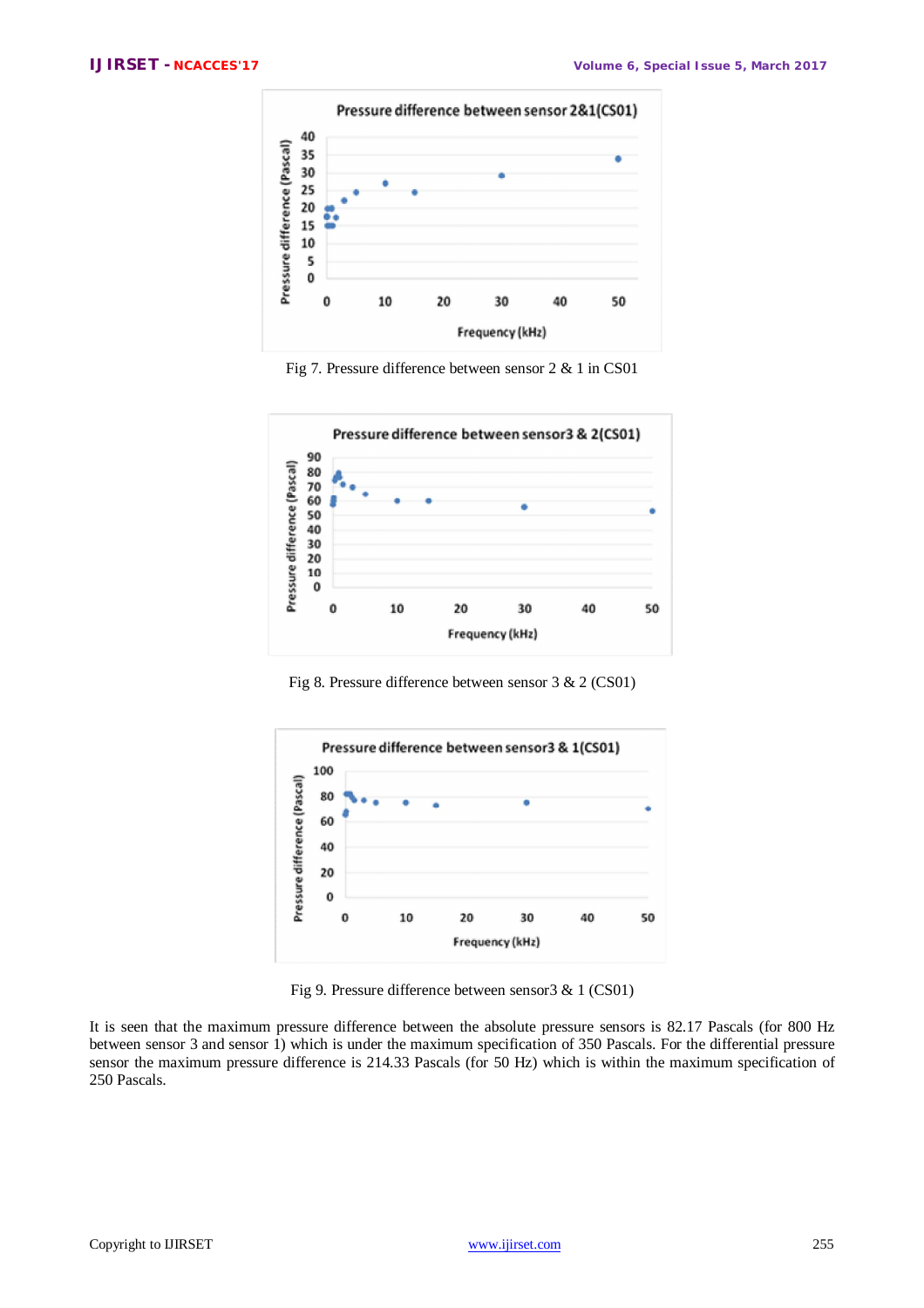Fig 7. Pressure difference between sensor 2 & 1 in CS01

Fig 8. Pressure difference between sensor 3 & 2 (CS01)

Fig 9. Pressure difference between sensor3 & 1 (CS01)

It is seen that the maximum pressure difference between the absolute pressure sensors is 82.17 Pascals (for 800 Hz between sensor 3 and sensor 1) which is under the maximum specification of 350 Pascals. For the differential pressure sensor the maximum pressure difference is 214.33 Pascals (for 50 Hz) which is within the maximum specification of 250 Pascals.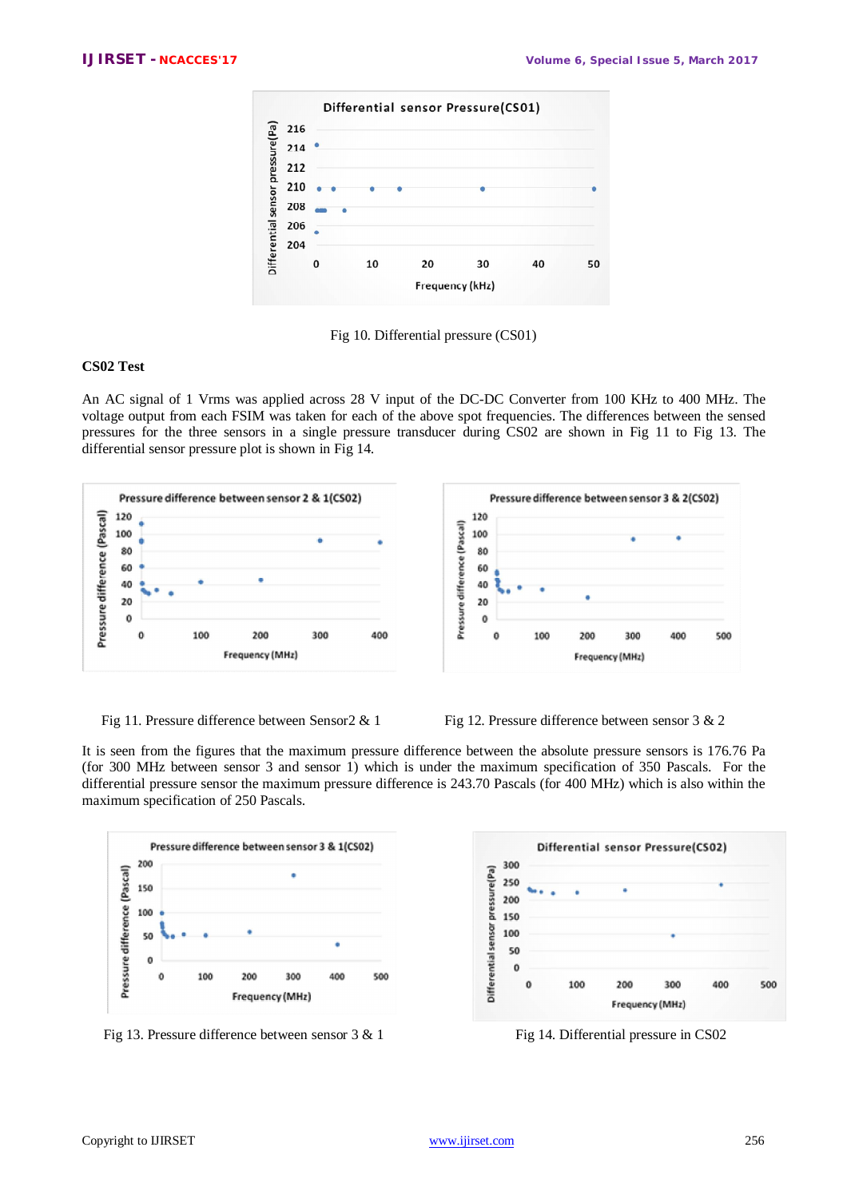Fig 10. Differential pressure (CS01)

**CS02 Test**

An AC signal of 1 Vrms was applied across 28 V input of the DC-DC Converter from 100 KHz to 400 MHz. The voltage output from each FSIM was taken for each of the above spot frequencies. The differences between the sensed pressures for the three sensors in a single pressure transducer during CS02 are shown in Fig 11 to Fig 13. The differential sensor pressure plot is shown in Fig 14.

Fig 11. Pressure difference between Sensor2 & 1

Fig 12. Pressure difference between sensor 3 & 2

It is seen from the figures that the maximum pressure difference between the absolute pressure sensors is 176.76 Pa (for 300 MHz between sensor 3 and sensor 1) which is under the maximum specification of 350 Pascals. For the differential pressure sensor the maximum pressure difference is 243.70 Pascals (for 400 MHz) which is also within the maximum specification of 250 Pascals.

Fig 13. Pressure difference between sensor 3 & 1

Fig 14. Differential pressure in CS02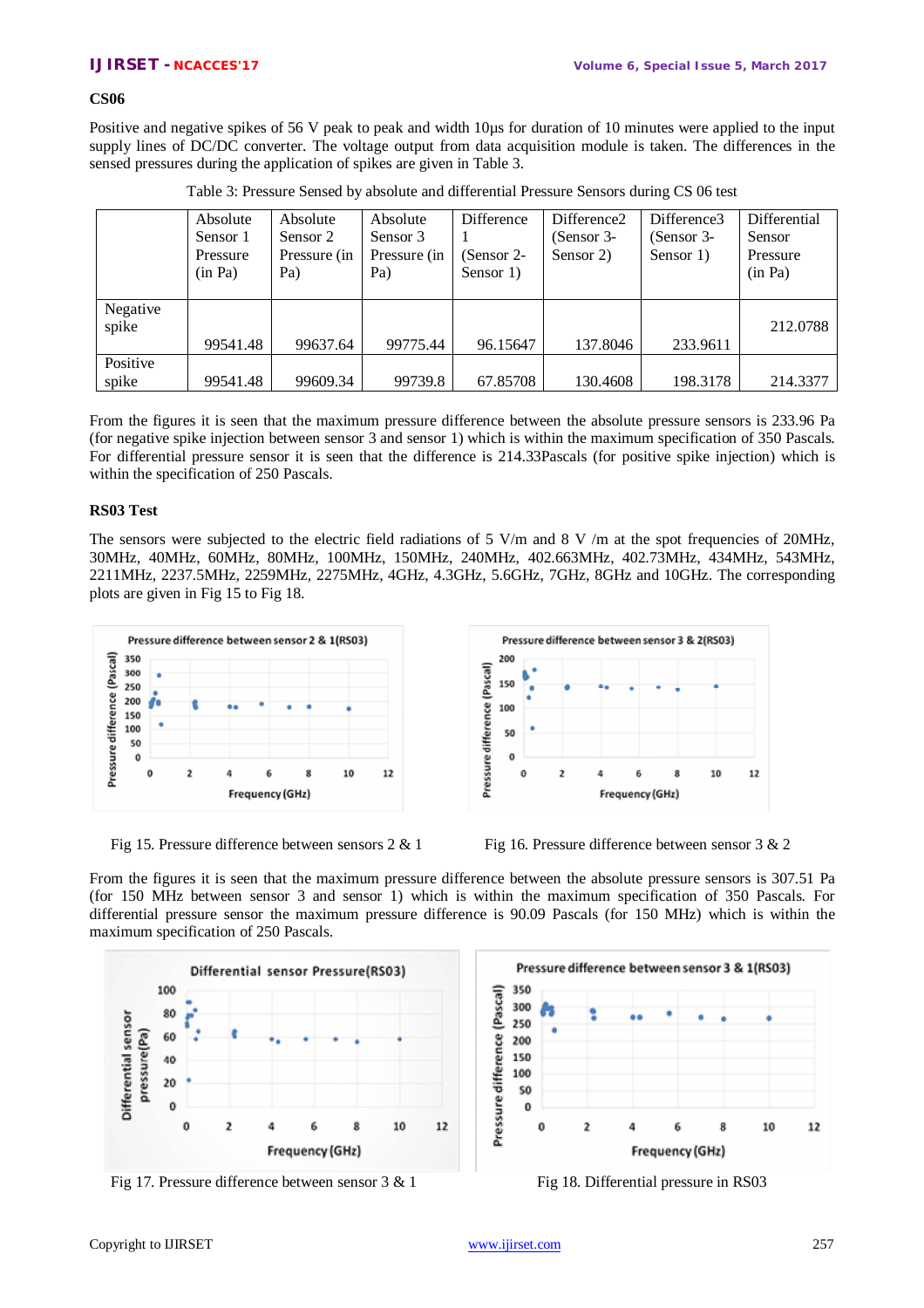### CS06

Positive and negative spikes of 56 V peak to peak and width 10μs for duration of 10 minutes were applied to the input supply lines of DC/DC converter. The voltage output from data acquisition module is taken. The differences in the sensed pressures during the application of spikes are given in Table 3.

Table 3: Pressure Sensed by absolute and differential Pressure Sensors during CS 06 test

| | Absolute Sensor 1 Pressure (in Pa) | Absolute Sensor 2 Pressure (in Pa) | Absolute Sensor 3 Pressure (in Pa) | Difference 1 (Sensor 2-Sensor 1) | Difference2 (Sensor 3-Sensor 2) | Difference3 (Sensor 3-Sensor 1) | Differential Sensor Pressure (in Pa) |
|---|---|---|---|---|---|---|---|
| Negative spike | 99541.48 | 99637.64 | 99775.44 | 96.15647 | 137.8046 | 233.9611 | 212.0788 |
| Positive spike | 99541.48 | 99609.34 | 99739.8 | 67.85708 | 130.4608 | 198.3178 | 214.3377 |

From the figures it is seen that the maximum pressure difference between the absolute pressure sensors is 233.96 Pa (for negative spike injection between sensor 3 and sensor 1) which is within the maximum specification of 350 Pascals. For differential pressure sensor it is seen that the difference is 214.33Pascals (for positive spike injection) which is within the specification of 250 Pascals.

### RS03 Test

The sensors were subjected to the electric field radiations of 5 V/m and 8 V /m at the spot frequencies of 20MHz, 30MHz, 40MHz, 60MHz, 80MHz, 100MHz, 150MHz, 240MHz, 402.663MHz, 402.73MHz, 434MHz, 543MHz, 2211MHz, 2237.5MHz, 2259MHz, 2275MHz, 4GHz, 4.3GHz, 5.6GHz, 7GHz, 8GHz and 10GHz. The corresponding plots are given in Fig 15 to Fig 18.

Fig 15. Pressure difference between sensors 2 & 1

Fig 16. Pressure difference between sensor 3 & 2

From the figures it is seen that the maximum pressure difference between the absolute pressure sensors is 307.51 Pa (for 150 MHz between sensor 3 and sensor 1) which is within the maximum specification of 350 Pascals. For differential pressure sensor the maximum pressure difference is 90.09 Pascals (for 150 MHz) which is within the maximum specification of 250 Pascals.

Fig 17. Pressure difference between sensor 3 & 1

Fig 18. Differential pressure in RS03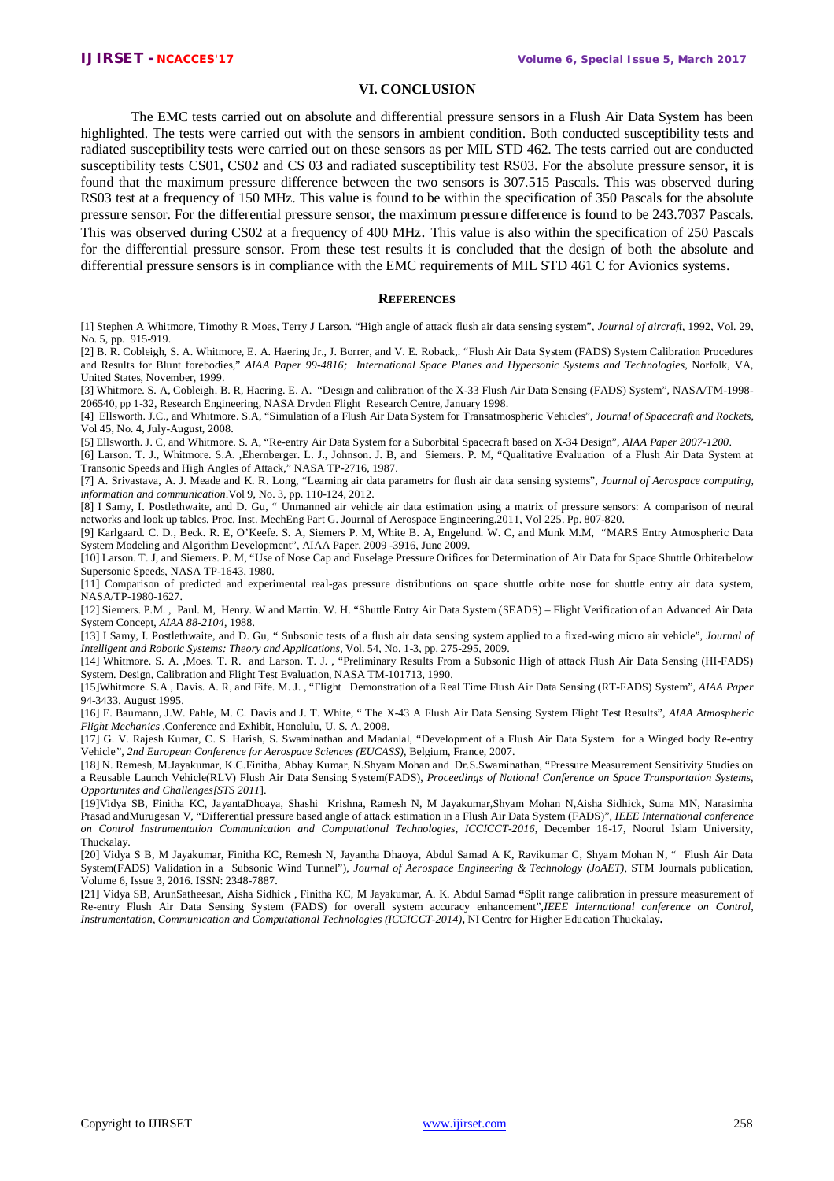## VI. CONCLUSION

The EMC tests carried out on absolute and differential pressure sensors in a Flush Air Data System has been highlighted. The tests were carried out with the sensors in ambient condition. Both conducted susceptibility tests and radiated susceptibility tests were carried out on these sensors as per MIL STD 462. The tests carried out are conducted susceptibility tests CS01, CS02 and CS 03 and radiated susceptibility test RS03. For the absolute pressure sensor, it is found that the maximum pressure difference between the two sensors is 307.515 Pascals. This was observed during RS03 test at a frequency of 150 MHz. This value is found to be within the specification of 350 Pascals for the absolute pressure sensor. For the differential pressure sensor, the maximum pressure difference is found to be 243.7037 Pascals. This was observed during CS02 at a frequency of 400 MHz. This value is also within the specification of 250 Pascals for the differential pressure sensor. From these test results it is concluded that the design of both the absolute and differential pressure sensors is in compliance with the EMC requirements of MIL STD 461 C for Avionics systems.

## REFERENCES

[1] Stephen A Whitmore, Timothy R Moes, Terry J Larson. "High angle of attack flush air data sensing system", *Journal of aircraft*, 1992, Vol. 29, No. 5, pp. 915-919.

[2] B. R. Cobleigh, S. A. Whitmore, E. A. Haering Jr., J. Borrer, and V. E. Roback,. "Flush Air Data System (FADS) System Calibration Procedures and Results for Blunt forebodies," *AIAA Paper 99-4816; International Space Planes and Hypersonic Systems and Technologies*, Norfolk, VA, United States, November, 1999.

[3] Whitmore. S. A, Cobleigh. B. R, Haering. E. A. "Design and calibration of the X-33 Flush Air Data Sensing (FADS) System", NASA/TM-1998-206540, pp 1-32, Research Engineering, NASA Dryden Flight Research Centre, January 1998.

[4] Ellsworth. J.C., and Whitmore. S.A, "Simulation of a Flush Air Data System for Transatmospheric Vehicles", *Journal of Spacecraft and Rockets*, Vol 45, No. 4, July-August, 2008.

[5] Ellsworth. J. C, and Whitmore. S. A, "Re-entry Air Data System for a Suborbital Spacecraft based on X-34 Design", *AIAA Paper 2007-1200*.

[6] Larson. T. J., Whitmore. S.A. ,Ehernberger. L. J., Johnson. J. B, and Siemers. P. M, "Qualitative Evaluation of a Flush Air Data System at Transonic Speeds and High Angles of Attack," NASA TP-2716, 1987.

[7] A. Srivastava, A. J. Meade and K. R. Long, "Learning air data parametrs for flush air data sensing systems", *Journal of Aerospace computing, information and communication*.Vol 9, No. 3, pp. 110-124, 2012.

[8] I Samy, I. Postlethwaite, and D. Gu, " Unmanned air vehicle air data estimation using a matrix of pressure sensors: A comparison of neural networks and look up tables. Proc. Inst. MechEng Part G. Journal of Aerospace Engineering.2011, Vol 225. Pp. 807-820.

[9] Karlgaard. C. D., Beck. R. E, O'Keefe. S. A, Siemers P. M, White B. A, Engelund. W. C, and Munk M.M, "MARS Entry Atmospheric Data System Modeling and Algorithm Development", AIAA Paper, 2009 -3916, June 2009.

[10] Larson. T. J, and Siemers. P. M, "Use of Nose Cap and Fuselage Pressure Orifices for Determination of Air Data for Space Shuttle Orbiterbelow Supersonic Speeds, NASA TP-1643, 1980.

[11] Comparison of predicted and experimental real-gas pressure distributions on space shuttle orbite nose for shuttle entry air data system, NASA/TP-1980-1627.

[12] Siemers. P.M. , Paul. M, Henry. W and Martin. W. H. "Shuttle Entry Air Data System (SEADS) – Flight Verification of an Advanced Air Data System Concept, *AIAA 88-2104*, 1988.

[13] I Samy, I. Postlethwaite, and D. Gu, " Subsonic tests of a flush air data sensing system applied to a fixed-wing micro air vehicle", *Journal of Intelligent and Robotic Systems: Theory and Applications*, Vol. 54, No. 1-3, pp. 275-295, 2009.

[14] Whitmore. S. A. ,Moes. T. R. and Larson. T. J. , "Preliminary Results From a Subsonic High of attack Flush Air Data Sensing (HI-FADS) System. Design, Calibration and Flight Test Evaluation, NASA TM-101713, 1990.

[15]Whitmore. S.A , Davis. A. R, and Fife. M. J. , "Flight Demonstration of a Real Time Flush Air Data Sensing (RT-FADS) System", *AIAA Paper* 94-3433, August 1995.

[16] E. Baumann, J.W. Pahle, M. C. Davis and J. T. White, " The X-43 A Flush Air Data Sensing System Flight Test Results", *AIAA Atmospheric Flight Mechanics* ,Conference and Exhibit, Honolulu, U. S. A, 2008.

[17] G. V. Rajesh Kumar, C. S. Harish, S. Swaminathan and Madanlal, "Development of a Flush Air Data System for a Winged body Re-entry Vehicle", *2nd European Conference for Aerospace Sciences (EUCASS)*, Belgium, France, 2007.

[18] N. Remesh, M.Jayakumar, K.C.Finitha, Abhay Kumar, N.Shyam Mohan and Dr.S.Swaminathan, "Pressure Measurement Sensitivity Studies on a Reusable Launch Vehicle(RLV) Flush Air Data Sensing System(FADS), *Proceedings of National Conference on Space Transportation Systems, Opportunites and Challenges[STS 2011*].

[19]Vidya SB, Finitha KC, JayantaDhoaya, Shashi Krishna, Ramesh N, M Jayakumar,Shyam Mohan N,Aisha Sidhick, Suma MN, Narasimha Prasad andMurugesan V, "Differential pressure based angle of attack estimation in a Flush Air Data System (FADS)", *IEEE International conference on Control Instrumentation Communication and Computational Technologies, ICCICCT-2016*, December 16-17, Noorul Islam University, Thuckalay.

[20] Vidya S B, M Jayakumar, Finitha KC, Remesh N, Jayantha Dhaoya, Abdul Samad A K, Ravikumar C, Shyam Mohan N, " Flush Air Data System(FADS) Validation in a Subsonic Wind Tunnel"), *Journal of Aerospace Engineering & Technology (JoAET)*, STM Journals publication, Volume 6, Issue 3, 2016. ISSN: 2348-7887.

**[**21**]** Vidya SB, ArunSatheesan, Aisha Sidhick , Finitha KC, M Jayakumar, A. K. Abdul Samad **"**Split range calibration in pressure measurement of Re-entry Flush Air Data Sensing System (FADS) for overall system accuracy enhancement",*IEEE International conference on Control, Instrumentation, Communication and Computational Technologies (ICCICCT-2014)***,** NI Centre for Higher Education Thuckalay**.**